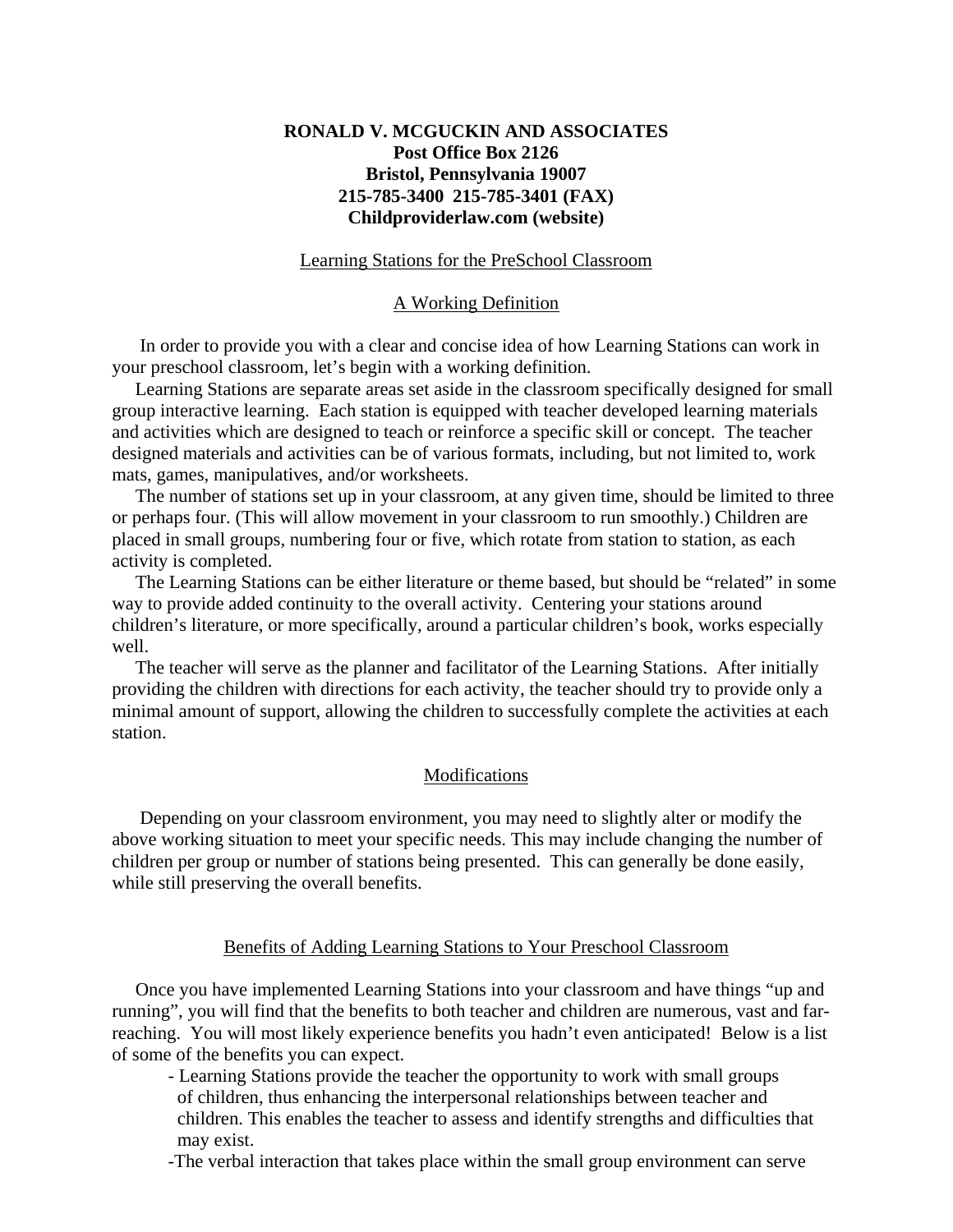**RONALD V. MCGUCKIN AND ASSOCIATES**
**Post Office Box 2126**
**Bristol, Pennsylvania 19007**
**215-785-3400 215-785-3401 (FAX)**
**Childproviderlaw.com (website)**

## Learning Stations for the PreSchool Classroom

### A Working Definition

In order to provide you with a clear and concise idea of how Learning Stations can work in your preschool classroom, let's begin with a working definition.

Learning Stations are separate areas set aside in the classroom specifically designed for small group interactive learning. Each station is equipped with teacher developed learning materials and activities which are designed to teach or reinforce a specific skill or concept. The teacher designed materials and activities can be of various formats, including, but not limited to, work mats, games, manipulatives, and/or worksheets.

The number of stations set up in your classroom, at any given time, should be limited to three or perhaps four. (This will allow movement in your classroom to run smoothly.) Children are placed in small groups, numbering four or five, which rotate from station to station, as each activity is completed.

The Learning Stations can be either literature or theme based, but should be "related" in some way to provide added continuity to the overall activity. Centering your stations around children's literature, or more specifically, around a particular children's book, works especially well.

The teacher will serve as the planner and facilitator of the Learning Stations. After initially providing the children with directions for each activity, the teacher should try to provide only a minimal amount of support, allowing the children to successfully complete the activities at each station.

### Modifications

Depending on your classroom environment, you may need to slightly alter or modify the above working situation to meet your specific needs. This may include changing the number of children per group or number of stations being presented. This can generally be done easily, while still preserving the overall benefits.

### Benefits of Adding Learning Stations to Your Preschool Classroom

Once you have implemented Learning Stations into your classroom and have things "up and running", you will find that the benefits to both teacher and children are numerous, vast and far-reaching. You will most likely experience benefits you hadn't even anticipated! Below is a list of some of the benefits you can expect.

- Learning Stations provide the teacher the opportunity to work with small groups of children, thus enhancing the interpersonal relationships between teacher and children. This enables the teacher to assess and identify strengths and difficulties that may exist.
- The verbal interaction that takes place within the small group environment can serve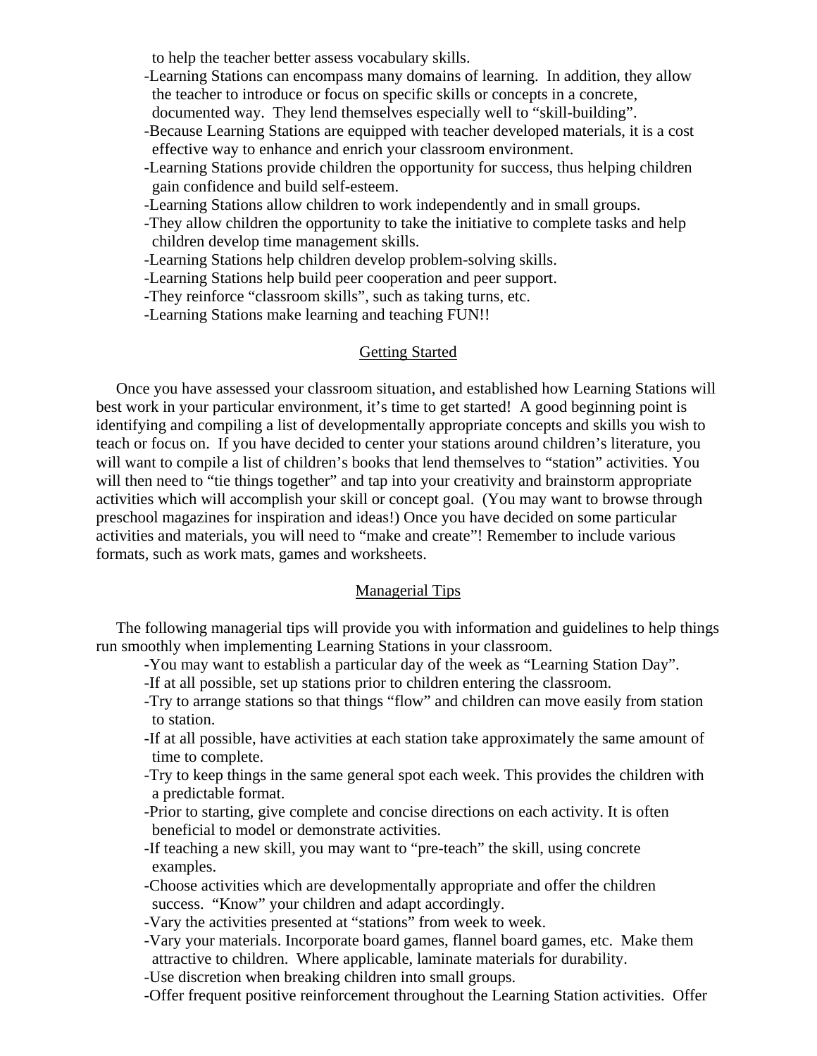to help the teacher better assess vocabulary skills.

- Learning Stations can encompass many domains of learning. In addition, they allow the teacher to introduce or focus on specific skills or concepts in a concrete, documented way. They lend themselves especially well to "skill-building".
- Because Learning Stations are equipped with teacher developed materials, it is a cost effective way to enhance and enrich your classroom environment.
- Learning Stations provide children the opportunity for success, thus helping children gain confidence and build self-esteem.
- Learning Stations allow children to work independently and in small groups.
- They allow children the opportunity to take the initiative to complete tasks and help children develop time management skills.
- Learning Stations help children develop problem-solving skills.
- Learning Stations help build peer cooperation and peer support.
- They reinforce "classroom skills", such as taking turns, etc.
- Learning Stations make learning and teaching FUN!!

## Getting Started

Once you have assessed your classroom situation, and established how Learning Stations will best work in your particular environment, it's time to get started! A good beginning point is identifying and compiling a list of developmentally appropriate concepts and skills you wish to teach or focus on. If you have decided to center your stations around children's literature, you will want to compile a list of children's books that lend themselves to "station" activities. You will then need to "tie things together" and tap into your creativity and brainstorm appropriate activities which will accomplish your skill or concept goal. (You may want to browse through preschool magazines for inspiration and ideas!) Once you have decided on some particular activities and materials, you will need to "make and create"! Remember to include various formats, such as work mats, games and worksheets.

## Managerial Tips

The following managerial tips will provide you with information and guidelines to help things run smoothly when implementing Learning Stations in your classroom.

- You may want to establish a particular day of the week as "Learning Station Day".
- If at all possible, set up stations prior to children entering the classroom.
- Try to arrange stations so that things "flow" and children can move easily from station to station.
- If at all possible, have activities at each station take approximately the same amount of time to complete.
- Try to keep things in the same general spot each week. This provides the children with a predictable format.
- Prior to starting, give complete and concise directions on each activity. It is often beneficial to model or demonstrate activities.
- If teaching a new skill, you may want to "pre-teach" the skill, using concrete examples.
- Choose activities which are developmentally appropriate and offer the children success. "Know" your children and adapt accordingly.
- Vary the activities presented at "stations" from week to week.
- Vary your materials. Incorporate board games, flannel board games, etc. Make them attractive to children. Where applicable, laminate materials for durability.
- Use discretion when breaking children into small groups.
- Offer frequent positive reinforcement throughout the Learning Station activities. Offer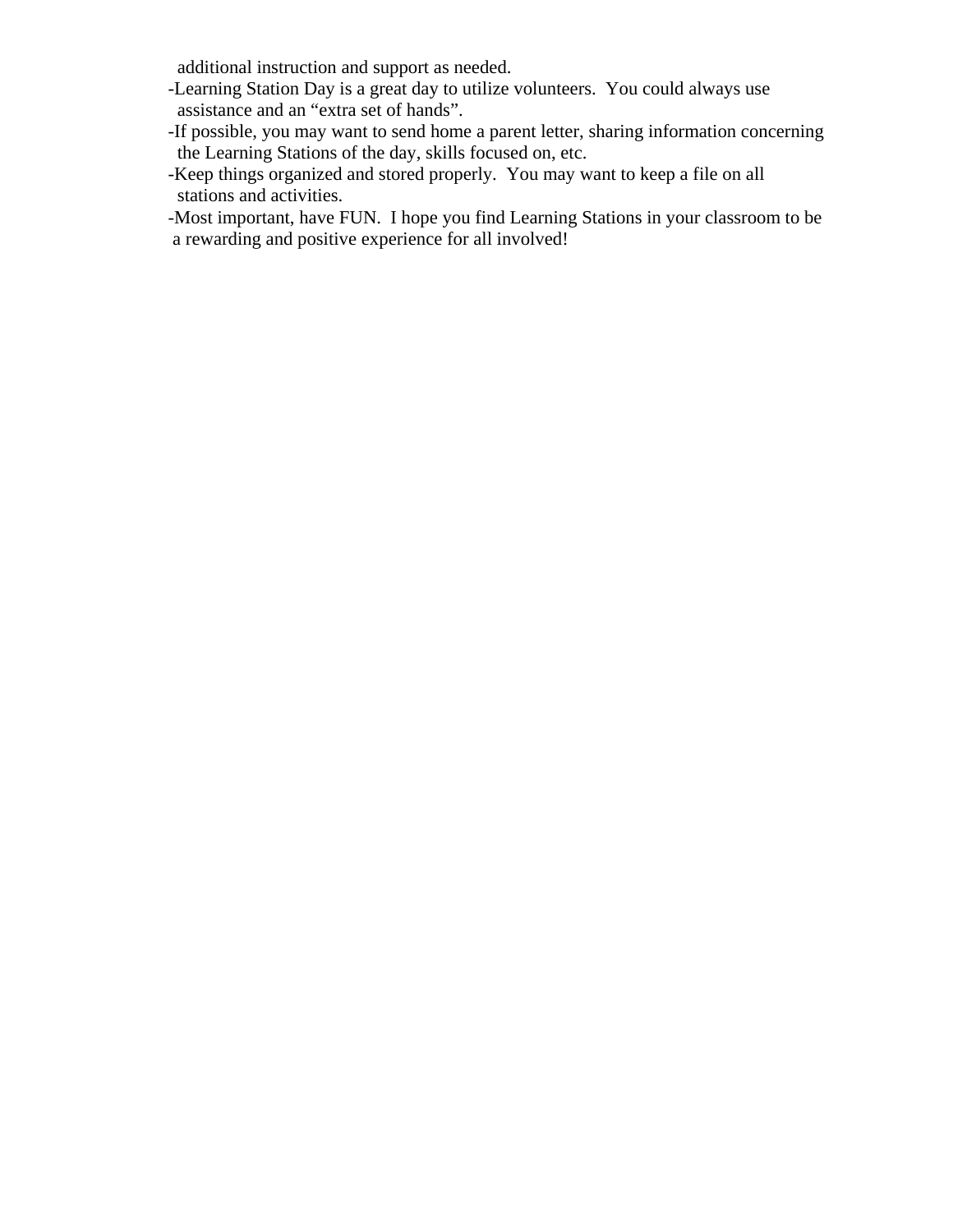additional instruction and support as needed.

- Learning Station Day is a great day to utilize volunteers.  You could always use assistance and an "extra set of hands".
- If possible, you may want to send home a parent letter, sharing information concerning the Learning Stations of the day, skills focused on, etc.
- Keep things organized and stored properly.  You may want to keep a file on all stations and activities.
- Most important, have FUN.  I hope you find Learning Stations in your classroom to be a rewarding and positive experience for all involved!